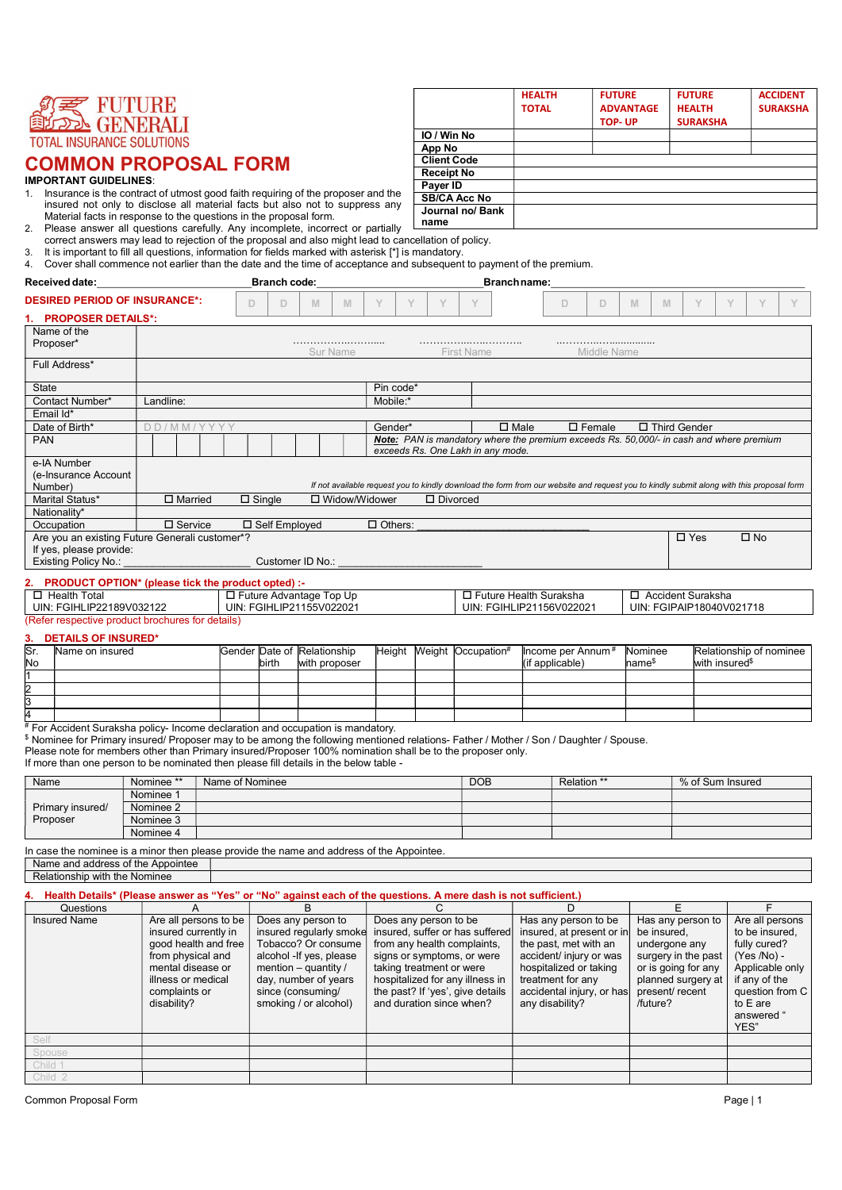FUTURE GENERALI
TOTAL INSURANCE SOLUTIONS

# COMMON PROPOSAL FORM

| | HEALTH TOTAL | FUTURE ADVANTAGE TOP- UP | FUTURE HEALTH SURAKSHA | ACCIDENT SURAKSHA |
|---|---|---|---|---|
| IO / Win No | | | | |
| App No | | | | |
| Client Code | | | | |
| Receipt No | | | | |
| Payer ID | | | | |
| SB/CA Acc No | | | | |
| Journal no/ Bank name | | | | |

**IMPORTANT GUIDELINES**:

1. Insurance is the contract of utmost good faith requiring of the proposer and the insured not only to disclose all material facts but also not to suppress any Material facts in response to the questions in the proposal form.
2. Please answer all questions carefully. Any incomplete, incorrect or partially correct answers may lead to rejection of the proposal and also might lead to cancellation of policy.
3. It is important to fill all questions, information for fields marked with asterisk [*] is mandatory.
4. Cover shall commence not earlier than the date and the time of acceptance and subsequent to payment of the premium.

**Received date:**\_\_\_\_\_\_\_\_\_\_\_\_\_\_\_\_ **Branch code:**\_\_\_\_\_\_\_\_\_\_\_\_\_\_\_\_ **Branch name:**\_\_\_\_\_\_\_\_\_\_\_\_\_\_\_\_

**DESIRED PERIOD OF INSURANCE*:** D D M M Y Y Y Y &nbsp;&nbsp; D D M M Y Y Y Y

## 1. PROPOSER DETAILS*:

| | | | |
|---|---|---|---|
| Name of the Proposer* | ………………….. Sur Name | ………………….. First Name | ………………….. Middle Name |
| Full Address* | | | |
| State | | Pin code* | |
| Contact Number* | Landline: | Mobile:* | |
| Email Id* | | | |
| Date of Birth* | D D / M M / Y Y Y Y | Gender* | ☐ Male ☐ Female ☐ Third Gender |
| PAN | | ***Note:*** *PAN is mandatory where the premium exceeds Rs. 50,000/- in cash and where premium exceeds Rs. One Lakh in any mode.* | |
| e-IA Number (e-Insurance Account Number) | *If not available request you to kindly download the form from our website and request you to kindly submit along with this proposal form* | | |
| Marital Status* | ☐ Married ☐ Single ☐ Widow/Widower ☐ Divorced | | |
| Nationality* | | | |
| Occupation | ☐ Service ☐ Self Employed ☐ Others: \_\_\_\_\_\_\_\_\_\_\_\_ | | |
| Are you an existing Future Generali customer*? If yes, please provide: Existing Policy No.: \_\_\_\_\_\_\_\_ Customer ID No.: \_\_\_\_\_\_\_\_ | | | ☐ Yes ☐ No |

## 2. PRODUCT OPTION* (please tick the product opted) :-

| | | | |
|---|---|---|---|
| ☐ Health Total UIN: FGIHLIP22189V032122 | ☐ Future Advantage Top Up UIN: FGIHLIP21155V022021 | ☐ Future Health Suraksha UIN: FGIHLIP21156V022021 | ☐ Accident Suraksha UIN: FGIPAIP18040V021718 |

(Refer respective product brochures for details)

## 3. DETAILS OF INSURED*

| Sr. No | Name on insured | Gender | Date of birth | Relationship with proposer | Height | Weight | Occupation# | Income per Annum# (if applicable) | Nominee name$ | Relationship of nominee with insured$ |
|---|---|---|---|---|---|---|---|---|---|---|
| 1 | | | | | | | | | | |
| 2 | | | | | | | | | | |
| 3 | | | | | | | | | | |
| 4 | | | | | | | | | | |

# For Accident Suraksha policy- Income declaration and occupation is mandatory.
$ Nominee for Primary insured/ Proposer may to be among the following mentioned relations- Father / Mother / Son / Daughter / Spouse.
Please note for members other than Primary insured/Proposer 100% nomination shall be to the proposer only.
If more than one person to be nominated then please fill details in the below table -

| Name | Nominee ** | Name of Nominee | DOB | Relation ** | % of Sum Insured |
|---|---|---|---|---|---|
| Primary insured/ Proposer | Nominee 1 | | | | |
| | Nominee 2 | | | | |
| | Nominee 3 | | | | |
| | Nominee 4 | | | | |

In case the nominee is a minor then please provide the name and address of the Appointee.

| | |
|---|---|
| Name and address of the Appointee | |
| Relationship with the Nominee | |

## 4. Health Details* (Please answer as "Yes" or "No" against each of the questions. A mere dash is not sufficient.)

| Questions | A | B | C | D | E | F |
|---|---|---|---|---|---|---|
| Insured Name | Are all persons to be insured currently in good health and free from physical and mental disease or illness or medical complaints or disability? | Does any person to insured regularly smoke Tobacco? Or consume alcohol -If yes, please mention – quantity / day, number of years since (consuming/ smoking / or alcohol) | Does any person to be insured, suffer or has suffered from any health complaints, signs or symptoms, or were taking treatment or were hospitalized for any illness in the past? If 'yes', give details and duration since when? | Has any person to be insured, at present or in the past, met with an accident/ injury or was hospitalized or taking treatment for any accidental injury, or has any disability? | Has any person to be insured, undergone any surgery in the past or is going for any planned surgery at present/ recent /future? | Are all persons to be insured, fully cured? (Yes /No) - Applicable only if any of the question from C to E are answered "YES" |
| Self | | | | | | |
| Spouse | | | | | | |
| Child 1 | | | | | | |
| Child 2 | | | | | | |

Common Proposal Form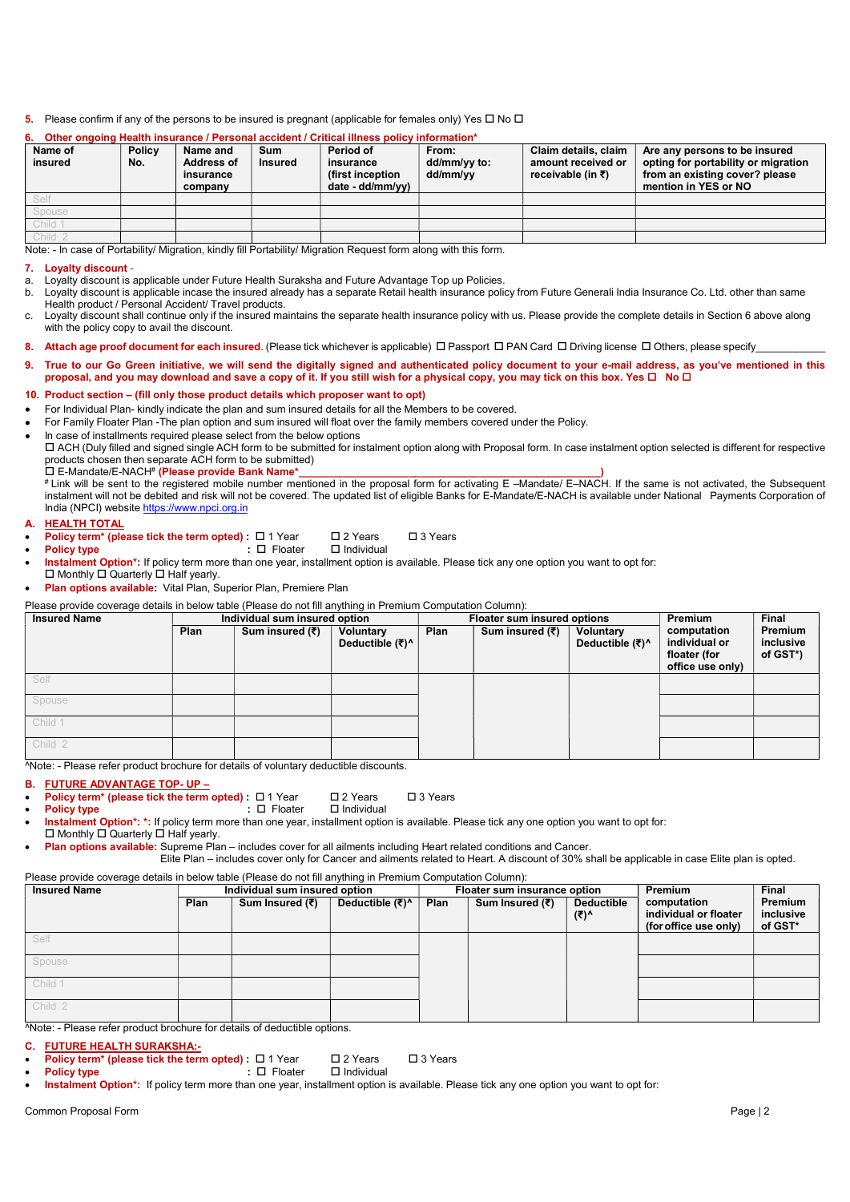5. Please confirm if any of the persons to be insured is pregnant (applicable for females only) Yes ☐ No ☐

6. **Other ongoing Health insurance / Personal accident / Critical illness policy information***

| Name of insured | Policy No. | Name and Address of insurance company | Sum Insured | Period of insurance (first inception date - dd/mm/yy) | From: dd/mm/yy to: dd/mm/yy | Claim details, claim amount received or receivable (in ₹) | Are any persons to be insured opting for portability or migration from an existing cover? please mention in YES or NO |
|---|---|---|---|---|---|---|---|
| Self | | | | | | | |
| Spouse | | | | | | | |
| Child 1 | | | | | | | |
| Child 2 | | | | | | | |

Note: - In case of Portability/ Migration, kindly fill Portability/ Migration Request form along with this form.

7. **Loyalty discount** -

a. Loyalty discount is applicable under Future Health Suraksha and Future Advantage Top up Policies.

b. Loyalty discount is applicable incase the insured already has a separate Retail health insurance policy from Future Generali India Insurance Co. Ltd. other than same Health product / Personal Accident/ Travel products.

c. Loyalty discount shall continue only if the insured maintains the separate health insurance policy with us. Please provide the complete details in Section 6 above along with the policy copy to avail the discount.

8. **Attach age proof document for each insured.** (Please tick whichever is applicable) ☐ Passport ☐ PAN Card ☐ Driving license ☐ Others, please specify____________

9. **True to our Go Green initiative, we will send the digitally signed and authenticated policy document to your e-mail address, as you've mentioned in this proposal, and you may download and save a copy of it. If you still wish for a physical copy, you may tick on this box. Yes ☐ No ☐**

10. **Product section – (fill only those product details which proposer want to opt)**

- For Individual Plan- kindly indicate the plan and sum insured details for all the Members to be covered.
- For Family Floater Plan -The plan option and sum insured will float over the family members covered under the Policy.
- In case of installments required please select from the below options
  ☐ ACH (Duly filled and signed single ACH form to be submitted for instalment option along with Proposal form. In case instalment option selected is different for respective products chosen then separate ACH form to be submitted)
  ☐ E-Mandate/E-NACH# **(Please provide Bank Name*________________________________________________)**
  # Link will be sent to the registered mobile number mentioned in the proposal form for activating E –Mandate/ E–NACH. If the same is not activated, the Subsequent instalment will not be debited and risk will not be covered. The updated list of eligible Banks for E-Mandate/E-NACH is available under National Payments Corporation of India (NPCI) website https://www.npci.org.in

### A. HEALTH TOTAL

- **Policy term* (please tick the term opted)** : ☐ 1 Year ☐ 2 Years ☐ 3 Years
- **Policy type** : ☐ Floater ☐ Individual
- **Instalment Option*:** If policy term more than one year, installment option is available. Please tick any one option you want to opt for:
  ☐ Monthly ☐ Quarterly ☐ Half yearly.
- **Plan options available:** Vital Plan, Superior Plan, Premiere Plan

Please provide coverage details in below table (Please do not fill anything in Premium Computation Column):

| Insured Name | Individual sum insured option | | | Floater sum insured options | | | Premium computation individual or floater (for office use only) | Final Premium inclusive of GST* |
|---|---|---|---|---|---|---|---|---|
| | Plan | Sum insured (₹) | Voluntary Deductible (₹)^ | Plan | Sum insured (₹) | Voluntary Deductible (₹)^ | | |
| Self | | | | | | | | |
| Spouse | | | | | | | | |
| Child 1 | | | | | | | | |
| Child 2 | | | | | | | | |

^Note: - Please refer product brochure for details of voluntary deductible discounts.

### B. FUTURE ADVANTAGE TOP- UP –

- **Policy term* (please tick the term opted)** : ☐ 1 Year ☐ 2 Years ☐ 3 Years
- **Policy type** : ☐ Floater ☐ Individual
- **Instalment Option*: *:** If policy term more than one year, installment option is available. Please tick any one option you want to opt for:
  ☐ Monthly ☐ Quarterly ☐ Half yearly.
- **Plan options available:** Supreme Plan – includes cover for all ailments including Heart related conditions and Cancer.
  Elite Plan – includes cover only for Cancer and ailments related to Heart. A discount of 30% shall be applicable in case Elite plan is opted.

Please provide coverage details in below table (Please do not fill anything in Premium Computation Column):

| Insured Name | Individual sum insured option | | | Floater sum insurance option | | | Premium computation individual or floater (for office use only) | Final Premium inclusive of GST* |
|---|---|---|---|---|---|---|---|---|
| | Plan | Sum Insured (₹) | Deductible (₹)^ | Plan | Sum Insured (₹) | Deductible (₹)^ | | |
| Self | | | | | | | | |
| Spouse | | | | | | | | |
| Child 1 | | | | | | | | |
| Child 2 | | | | | | | | |

^Note: - Please refer product brochure for details of deductible options.

### C. FUTURE HEALTH SURAKSHA:-

- **Policy term* (please tick the term opted)** : ☐ 1 Year ☐ 2 Years ☐ 3 Years
- **Policy type** : ☐ Floater ☐ Individual
- **Instalment Option*:** If policy term more than one year, installment option is available. Please tick any one option you want to opt for: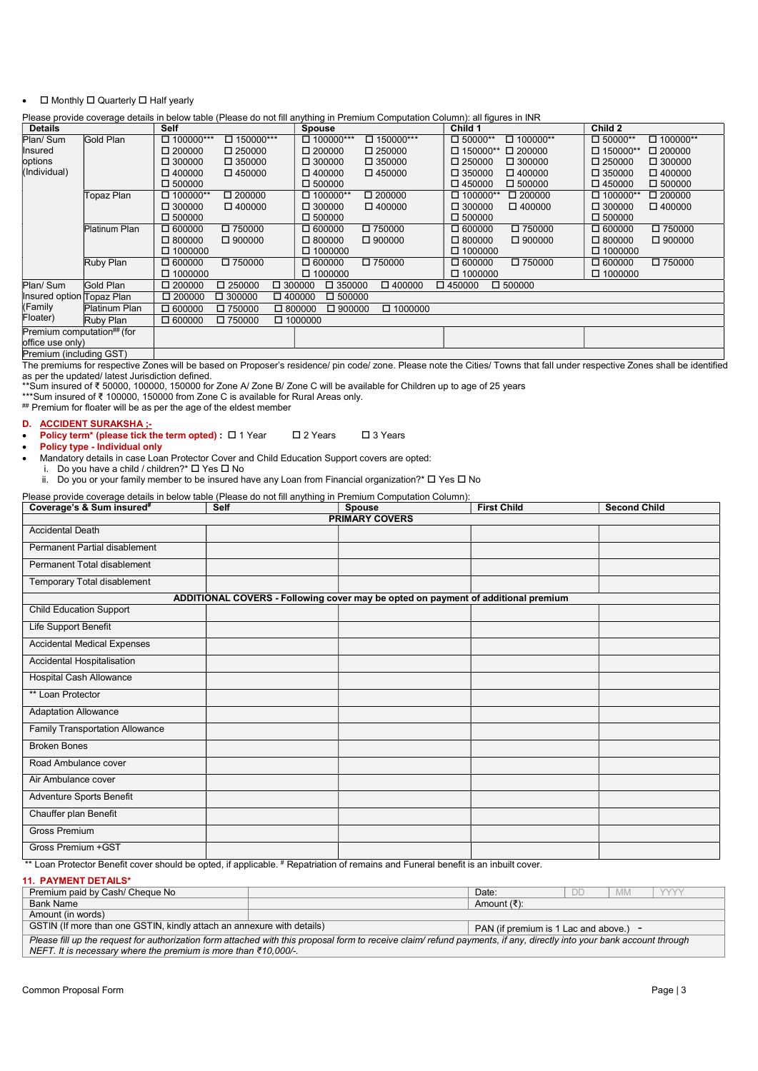- ☐ Monthly ☐ Quarterly ☐ Half yearly

Please provide coverage details in below table (Please do not fill anything in Premium Computation Column): all figures in INR

| Details | | Self | Spouse | Child 1 | Child 2 |
|---|---|---|---|---|---|
| Plan/ Sum Insured options (Individual) | Gold Plan | ☐ 100000*** ☐ 150000*** ☐ 200000 ☐ 250000 ☐ 300000 ☐ 350000 ☐ 400000 ☐ 450000 ☐ 500000 | ☐ 100000*** ☐ 150000*** ☐ 200000 ☐ 250000 ☐ 300000 ☐ 350000 ☐ 400000 ☐ 450000 ☐ 500000 | ☐ 50000** ☐ 100000** ☐ 150000** ☐ 200000 ☐ 250000 ☐ 300000 ☐ 350000 ☐ 400000 ☐ 450000 ☐ 500000 | ☐ 50000** ☐ 100000** ☐ 150000** ☐ 200000 ☐ 250000 ☐ 300000 ☐ 350000 ☐ 400000 ☐ 450000 ☐ 500000 |
| | Topaz Plan | ☐ 100000** ☐ 200000 ☐ 300000 ☐ 400000 ☐ 500000 | ☐ 100000** ☐ 200000 ☐ 300000 ☐ 400000 ☐ 500000 | ☐ 100000** ☐ 200000 ☐ 300000 ☐ 400000 ☐ 500000 | ☐ 100000** ☐ 200000 ☐ 300000 ☐ 400000 ☐ 500000 |
| | Platinum Plan | ☐ 600000 ☐ 750000 ☐ 800000 ☐ 900000 ☐ 1000000 | ☐ 600000 ☐ 750000 ☐ 800000 ☐ 900000 ☐ 1000000 | ☐ 600000 ☐ 750000 ☐ 800000 ☐ 900000 ☐ 1000000 | ☐ 600000 ☐ 750000 ☐ 800000 ☐ 900000 ☐ 1000000 |
| | Ruby Plan | ☐ 600000 ☐ 750000 ☐ 1000000 | ☐ 600000 ☐ 750000 ☐ 1000000 | ☐ 600000 ☐ 750000 ☐ 1000000 | ☐ 600000 ☐ 750000 ☐ 1000000 |
| Plan/ Sum Insured option (Family Floater) | Gold Plan | ☐ 200000 ☐ 250000 ☐ 300000 ☐ 350000 ☐ 400000 ☐ 450000 ☐ 500000 | | | |
| | Topaz Plan | ☐ 200000 ☐ 300000 ☐ 400000 ☐ 500000 | | | |
| | Platinum Plan | ☐ 600000 ☐ 750000 ☐ 800000 ☐ 900000 ☐ 1000000 | | | |
| | Ruby Plan | ☐ 600000 ☐ 750000 ☐ 1000000 | | | |
| Premium computation## (for office use only) | | | | | |
| Premium (including GST) | | | | | |

The premiums for respective Zones will be based on Proposer's residence/ pin code/ zone. Please note the Cities/ Towns that fall under respective Zones shall be identified as per the updated/ latest Jurisdiction defined.

**Sum insured of ₹ 50000, 100000, 150000 for Zone A/ Zone B/ Zone C will be available for Children up to age of 25 years

***Sum insured of ₹ 100000, 150000 from Zone C is available for Rural Areas only.

## Premium for floater will be as per the age of the eldest member

## D. ACCIDENT SURAKSHA ;-

- **Policy term* (please tick the term opted) :** ☐ 1 Year ☐ 2 Years ☐ 3 Years
- **Policy type - Individual only**
- Mandatory details in case Loan Protector Cover and Child Education Support covers are opted:
  i. Do you have a child / children?* ☐ Yes ☐ No
  ii. Do you or your family member to be insured have any Loan from Financial organization?* ☐ Yes ☐ No

Please provide coverage details in below table (Please do not fill anything in Premium Computation Column):

| Coverage's & Sum insured# | Self | Spouse | First Child | Second Child |
|---|---|---|---|---|
| **PRIMARY COVERS** | | | | |
| Accidental Death | | | | |
| Permanent Partial disablement | | | | |
| Permanent Total disablement | | | | |
| Temporary Total disablement | | | | |
| **ADDITIONAL COVERS - Following cover may be opted on payment of additional premium** | | | | |
| Child Education Support | | | | |
| Life Support Benefit | | | | |
| Accidental Medical Expenses | | | | |
| Accidental Hospitalisation | | | | |
| Hospital Cash Allowance | | | | |
| ** Loan Protector | | | | |
| Adaptation Allowance | | | | |
| Family Transportation Allowance | | | | |
| Broken Bones | | | | |
| Road Ambulance cover | | | | |
| Air Ambulance cover | | | | |
| Adventure Sports Benefit | | | | |
| Chauffer plan Benefit | | | | |
| Gross Premium | | | | |
| Gross Premium +GST | | | | |

** Loan Protector Benefit cover should be opted, if applicable. # Repatriation of remains and Funeral benefit is an inbuilt cover.

## 11. PAYMENT DETAILS*

| Premium paid by Cash/ Cheque No | | Date: DD MM YYYY |
|---|---|---|
| Bank Name | | Amount (₹): |
| Amount (in words) | | |
| GSTIN (If more than one GSTIN, kindly attach an annexure with details) | | PAN (if premium is 1 Lac and above.) - |

*Please fill up the request for authorization form attached with this proposal form to receive claim/ refund payments, if any, directly into your bank account through NEFT. It is necessary where the premium is more than ₹10,000/-.*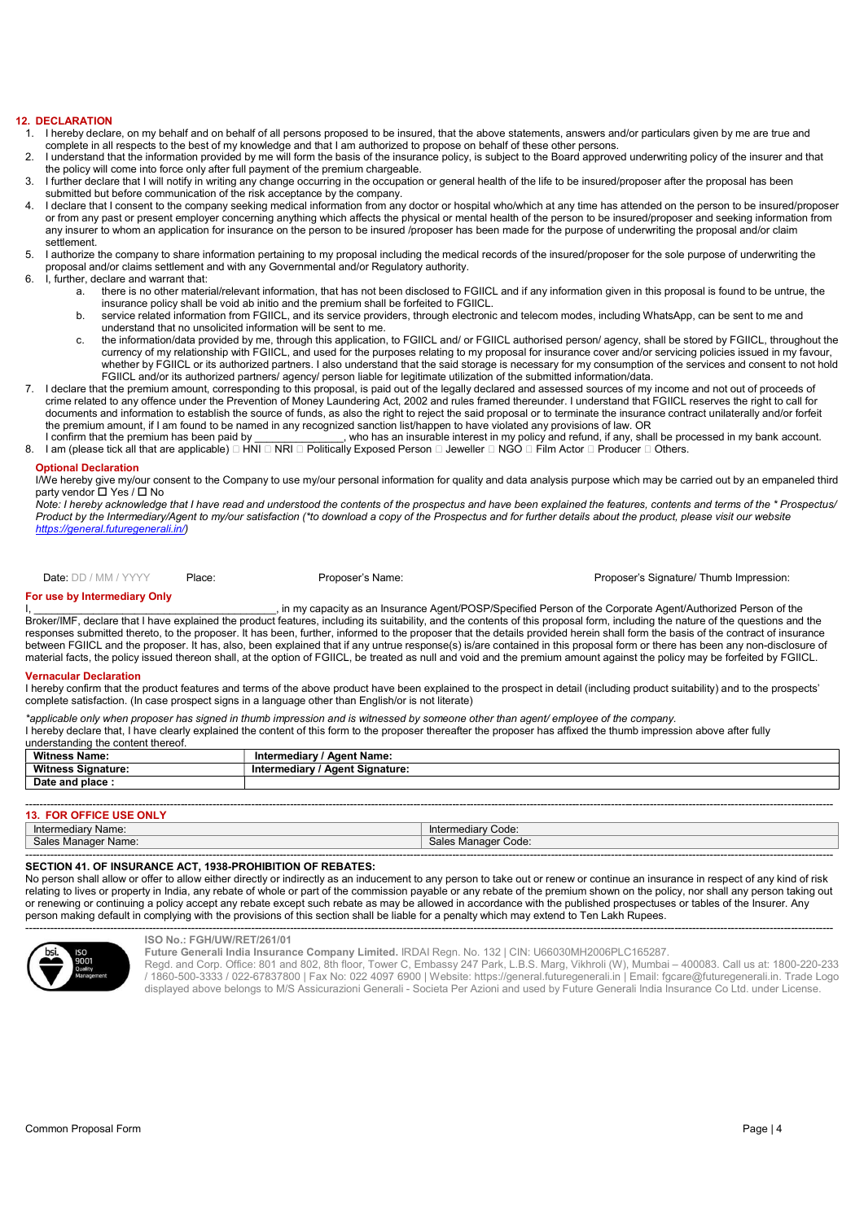## 12. DECLARATION

1. I hereby declare, on my behalf and on behalf of all persons proposed to be insured, that the above statements, answers and/or particulars given by me are true and complete in all respects to the best of my knowledge and that I am authorized to propose on behalf of these other persons.
2. I understand that the information provided by me will form the basis of the insurance policy, is subject to the Board approved underwriting policy of the insurer and that the policy will come into force only after full payment of the premium chargeable.
3. I further declare that I will notify in writing any change occurring in the occupation or general health of the life to be insured/proposer after the proposal has been submitted but before communication of the risk acceptance by the company.
4. I declare that I consent to the company seeking medical information from any doctor or hospital who/which at any time has attended on the person to be insured/proposer or from any past or present employer concerning anything which affects the physical or mental health of the person to be insured/proposer and seeking information from any insurer to whom an application for insurance on the person to be insured /proposer has been made for the purpose of underwriting the proposal and/or claim settlement.
5. I authorize the company to share information pertaining to my proposal including the medical records of the insured/proposer for the sole purpose of underwriting the proposal and/or claims settlement and with any Governmental and/or Regulatory authority.
6. I, further, declare and warrant that:
   a. there is no other material/relevant information, that has not been disclosed to FGIICL and if any information given in this proposal is found to be untrue, the insurance policy shall be void ab initio and the premium shall be forfeited to FGIICL.
   b. service related information from FGIICL, and its service providers, through electronic and telecom modes, including WhatsApp, can be sent to me and understand that no unsolicited information will be sent to me.
   c. the information/data provided by me, through this application, to FGIICL and/ or FGIICL authorised person/ agency, shall be stored by FGIICL, throughout the currency of my relationship with FGIICL, and used for the purposes relating to my proposal for insurance cover and/or servicing policies issued in my favour, whether by FGIICL or its authorized partners. I also understand that the said storage is necessary for my consumption of the services and consent to not hold FGIICL and/or its authorized partners/ agency/ person liable for legitimate utilization of the submitted information/data.
7. I declare that the premium amount, corresponding to this proposal, is paid out of the legally declared and assessed sources of my income and not out of proceeds of crime related to any offence under the Prevention of Money Laundering Act, 2002 and rules framed thereunder. I understand that FGIICL reserves the right to call for documents and information to establish the source of funds, as also the right to reject the said proposal or to terminate the insurance contract unilaterally and/or forfeit the premium amount, if I am found to be named in any recognized sanction list/happen to have violated any provisions of law. OR
   I confirm that the premium has been paid by _______________, who has an insurable interest in my policy and refund, if any, shall be processed in my bank account.
8. I am (please tick all that are applicable) ☐ HNI ☐ NRI ☐ Politically Exposed Person ☐ Jeweller ☐ NGO ☐ Film Actor ☐ Producer ☐ Others.

### Optional Declaration

I/We hereby give my/our consent to the Company to use my/our personal information for quality and data analysis purpose which may be carried out by an empaneled third party vendor ☐ Yes / ☐ No

*Note: I hereby acknowledge that I have read and understood the contents of the prospectus and have been explained the features, contents and terms of the * Prospectus/ Product by the Intermediary/Agent to my/our satisfaction (*to download a copy of the Prospectus and for further details about the product, please visit our website https://general.futuregenerali.in/)*

Date: DD / MM / YYYY    Place:    Proposer's Name:    Proposer's Signature/ Thumb Impression:

### For use by Intermediary Only

I, _______________________________________, in my capacity as an Insurance Agent/POSP/Specified Person of the Corporate Agent/Authorized Person of the Broker/IMF, declare that I have explained the product features, including its suitability, and the contents of this proposal form, including the nature of the questions and the responses submitted thereto, to the proposer. It has been, further, informed to the proposer that the details provided herein shall form the basis of the contract of insurance between FGIICL and the proposer. It has, also, been explained that if any untrue response(s) is/are contained in this proposal form or there has been any non-disclosure of material facts, the policy issued thereon shall, at the option of FGIICL, be treated as null and void and the premium amount against the policy may be forfeited by FGIICL.

### Vernacular Declaration

I hereby confirm that the product features and terms of the above product have been explained to the prospect in detail (including product suitability) and to the prospects' complete satisfaction. (In case prospect signs in a language other than English/or is not literate)

*\*applicable only when proposer has signed in thumb impression and is witnessed by someone other than agent/ employee of the company.*

I hereby declare that, I have clearly explained the content of this form to the proposer thereafter the proposer has affixed the thumb impression above after fully understanding the content thereof.

| | |
|---|---|
| **Witness Name:** | **Intermediary / Agent Name:** |
| **Witness Signature:** | **Intermediary / Agent Signature:** |
| **Date and place :** | |

## 13. FOR OFFICE USE ONLY

| | |
|---|---|
| Intermediary Name: | Intermediary Code: |
| Sales Manager Name: | Sales Manager Code: |

**SECTION 41. OF INSURANCE ACT, 1938-PROHIBITION OF REBATES:**

No person shall allow or offer to allow either directly or indirectly as an inducement to any person to take out or renew or continue an insurance in respect of any kind of risk relating to lives or property in India, any rebate of whole or part of the commission payable or any rebate of the premium shown on the policy, nor shall any person taking out or renewing or continuing a policy accept any rebate except such rebate as may be allowed in accordance with the published prospectuses or tables of the Insurer. Any person making default in complying with the provisions of this section shall be liable for a penalty which may extend to Ten Lakh Rupees.

bsi. ISO 9001 Quality Management

**ISO No.: FGH/UW/RET/261/01**

**Future Generali India Insurance Company Limited.** IRDAI Regn. No. 132 | CIN: U66030MH2006PLC165287.
Regd. and Corp. Office: 801 and 802, 8th floor, Tower C, Embassy 247 Park, L.B.S. Marg, Vikhroli (W), Mumbai – 400083. Call us at: 1800-220-233 / 1860-500-3333 / 022-67837800 | Fax No: 022 4097 6900 | Website: https://general.futuregenerali.in | Email: fgcare@futuregenerali.in. Trade Logo displayed above belongs to M/S Assicurazioni Generali - Societa Per Azioni and used by Future Generali India Insurance Co Ltd. under License.